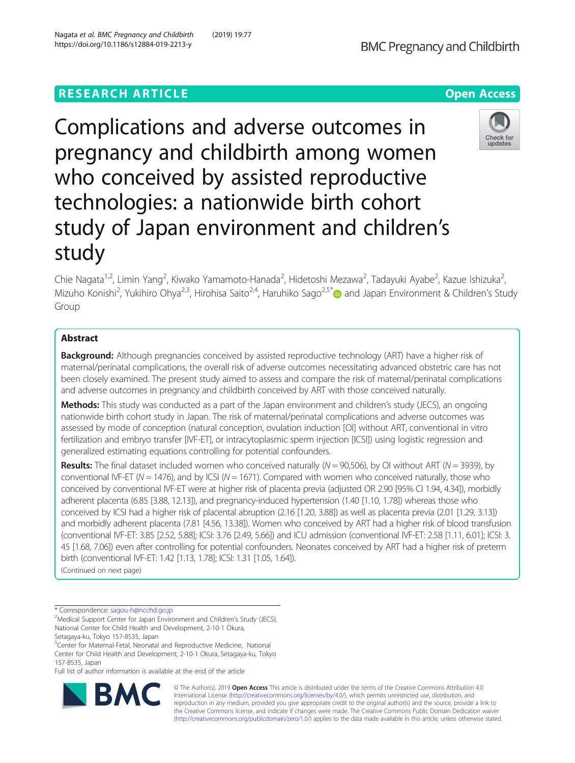RESEARCH ARTICLE

Open Access

# Complications and adverse outcomes in pregnancy and childbirth among women who conceived by assisted reproductive technologies: a nationwide birth cohort study of Japan environment and children's study

Chie Nagata[1,2], Limin Yang[2], Kiwako Yamamoto-Hanada[2], Hidetoshi Mezawa[2], Tadayuki Ayabe[2], Kazue Ishizuka[2], Mizuho Konishi[2], Yukihiro Ohya[2,3], Hirohisa Saito[2,4], Haruhiko Sago[2,5]* and Japan Environment & Children's Study Group

## Abstract

**Background:** Although pregnancies conceived by assisted reproductive technology (ART) have a higher risk of maternal/perinatal complications, the overall risk of adverse outcomes necessitating advanced obstetric care has not been closely examined. The present study aimed to assess and compare the risk of maternal/perinatal complications and adverse outcomes in pregnancy and childbirth conceived by ART with those conceived naturally.

**Methods:** This study was conducted as a part of the Japan environment and children's study (JECS), an ongoing nationwide birth cohort study in Japan. The risk of maternal/perinatal complications and adverse outcomes was assessed by mode of conception (natural conception, ovulation induction [OI] without ART, conventional in vitro fertilization and embryo transfer [IVF-ET], or intracytoplasmic sperm injection [ICSI]) using logistic regression and generalized estimating equations controlling for potential confounders.

**Results:** The final dataset included women who conceived naturally ($N = 90{,}506$), by OI without ART ($N = 3939$), by conventional IVF-ET ($N = 1476$), and by ICSI ($N = 1671$). Compared with women who conceived naturally, those who conceived by conventional IVF-ET were at higher risk of placenta previa (adjusted OR 2.90 [95% CI 1.94, 4.34]), morbidly adherent placenta (6.85 [3.88, 12.13]), and pregnancy-induced hypertension (1.40 [1.10, 1.78]) whereas those who conceived by ICSI had a higher risk of placental abruption (2.16 [1.20, 3.88]) as well as placenta previa (2.01 [1.29, 3.13]) and morbidly adherent placenta (7.81 [4.56, 13.38]). Women who conceived by ART had a higher risk of blood transfusion (conventional IVF-ET: 3.85 [2.52, 5.88]; ICSI: 3.76 [2.49, 5.66]) and ICU admission (conventional IVF-ET: 2.58 [1.11, 6.01]; ICSI: 3.45 [1.68, 7.06]) even after controlling for potential confounders. Neonates conceived by ART had a higher risk of preterm birth (conventional IVF-ET: 1.42 [1.13, 1.78]; ICSI: 1.31 [1.05, 1.64]).

(Continued on next page)

\* Correspondence: sagou-h@ncchd.go.jp

[2]Medical Support Center for Japan Environment and Children's Study (JECS), National Center for Child Health and Development, 2-10-1 Okura, Setagaya-ku, Tokyo 157-8535, Japan

[5]Center for Maternal-Fetal, Neonatal and Reproductive Medicine, National Center for Child Health and Development, 2-10-1 Okura, Setagaya-ku, Tokyo 157-8535, Japan

Full list of author information is available at the end of the article

© The Author(s). 2019 **Open Access** This article is distributed under the terms of the Creative Commons Attribution 4.0 International License (http://creativecommons.org/licenses/by/4.0/), which permits unrestricted use, distribution, and reproduction in any medium, provided you give appropriate credit to the original author(s) and the source, provide a link to the Creative Commons license, and indicate if changes were made. The Creative Commons Public Domain Dedication waiver (http://creativecommons.org/publicdomain/zero/1.0/) applies to the data made available in this article, unless otherwise stated.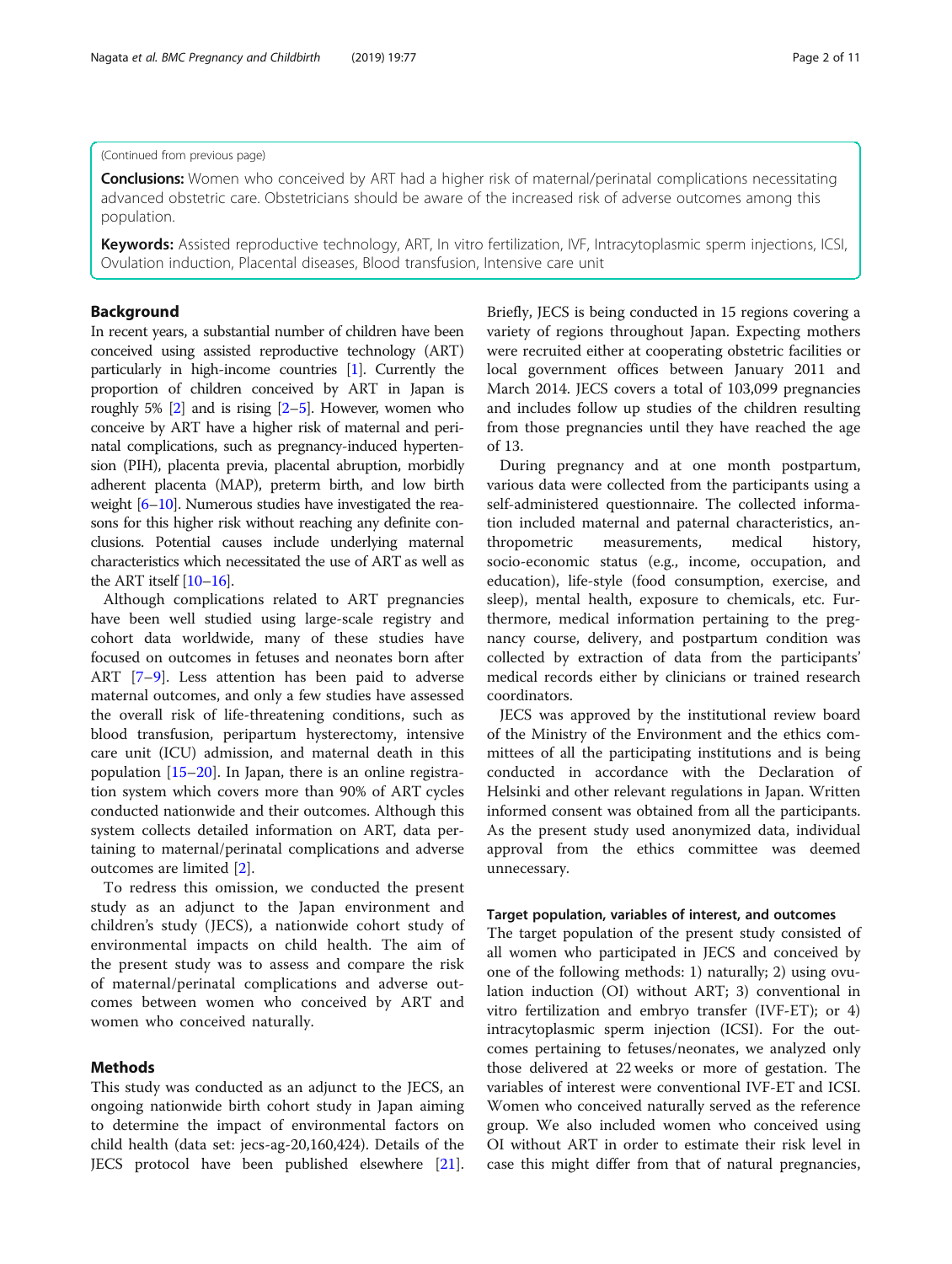(Continued from previous page)

**Conclusions:** Women who conceived by ART had a higher risk of maternal/perinatal complications necessitating advanced obstetric care. Obstetricians should be aware of the increased risk of adverse outcomes among this population.

**Keywords:** Assisted reproductive technology, ART, In vitro fertilization, IVF, Intracytoplasmic sperm injections, ICSI, Ovulation induction, Placental diseases, Blood transfusion, Intensive care unit

## Background

In recent years, a substantial number of children have been conceived using assisted reproductive technology (ART) particularly in high-income countries [1]. Currently the proportion of children conceived by ART in Japan is roughly 5% [2] and is rising [2–5]. However, women who conceive by ART have a higher risk of maternal and perinatal complications, such as pregnancy-induced hypertension (PIH), placenta previa, placental abruption, morbidly adherent placenta (MAP), preterm birth, and low birth weight [6–10]. Numerous studies have investigated the reasons for this higher risk without reaching any definite conclusions. Potential causes include underlying maternal characteristics which necessitated the use of ART as well as the ART itself [10–16].

Although complications related to ART pregnancies have been well studied using large-scale registry and cohort data worldwide, many of these studies have focused on outcomes in fetuses and neonates born after ART [7–9]. Less attention has been paid to adverse maternal outcomes, and only a few studies have assessed the overall risk of life-threatening conditions, such as blood transfusion, peripartum hysterectomy, intensive care unit (ICU) admission, and maternal death in this population [15–20]. In Japan, there is an online registration system which covers more than 90% of ART cycles conducted nationwide and their outcomes. Although this system collects detailed information on ART, data pertaining to maternal/perinatal complications and adverse outcomes are limited [2].

To redress this omission, we conducted the present study as an adjunct to the Japan environment and children's study (JECS), a nationwide cohort study of environmental impacts on child health. The aim of the present study was to assess and compare the risk of maternal/perinatal complications and adverse outcomes between women who conceived by ART and women who conceived naturally.

## Methods

This study was conducted as an adjunct to the JECS, an ongoing nationwide birth cohort study in Japan aiming to determine the impact of environmental factors on child health (data set: jecs-ag-20,160,424). Details of the JECS protocol have been published elsewhere [21]. Briefly, JECS is being conducted in 15 regions covering a variety of regions throughout Japan. Expecting mothers were recruited either at cooperating obstetric facilities or local government offices between January 2011 and March 2014. JECS covers a total of 103,099 pregnancies and includes follow up studies of the children resulting from those pregnancies until they have reached the age of 13.

During pregnancy and at one month postpartum, various data were collected from the participants using a self-administered questionnaire. The collected information included maternal and paternal characteristics, anthropometric measurements, medical history, socio-economic status (e.g., income, occupation, and education), life-style (food consumption, exercise, and sleep), mental health, exposure to chemicals, etc. Furthermore, medical information pertaining to the pregnancy course, delivery, and postpartum condition was collected by extraction of data from the participants' medical records either by clinicians or trained research coordinators.

JECS was approved by the institutional review board of the Ministry of the Environment and the ethics committees of all the participating institutions and is being conducted in accordance with the Declaration of Helsinki and other relevant regulations in Japan. Written informed consent was obtained from all the participants. As the present study used anonymized data, individual approval from the ethics committee was deemed unnecessary.

### Target population, variables of interest, and outcomes

The target population of the present study consisted of all women who participated in JECS and conceived by one of the following methods: 1) naturally; 2) using ovulation induction (OI) without ART; 3) conventional in vitro fertilization and embryo transfer (IVF-ET); or 4) intracytoplasmic sperm injection (ICSI). For the outcomes pertaining to fetuses/neonates, we analyzed only those delivered at 22 weeks or more of gestation. The variables of interest were conventional IVF-ET and ICSI. Women who conceived naturally served as the reference group. We also included women who conceived using OI without ART in order to estimate their risk level in case this might differ from that of natural pregnancies,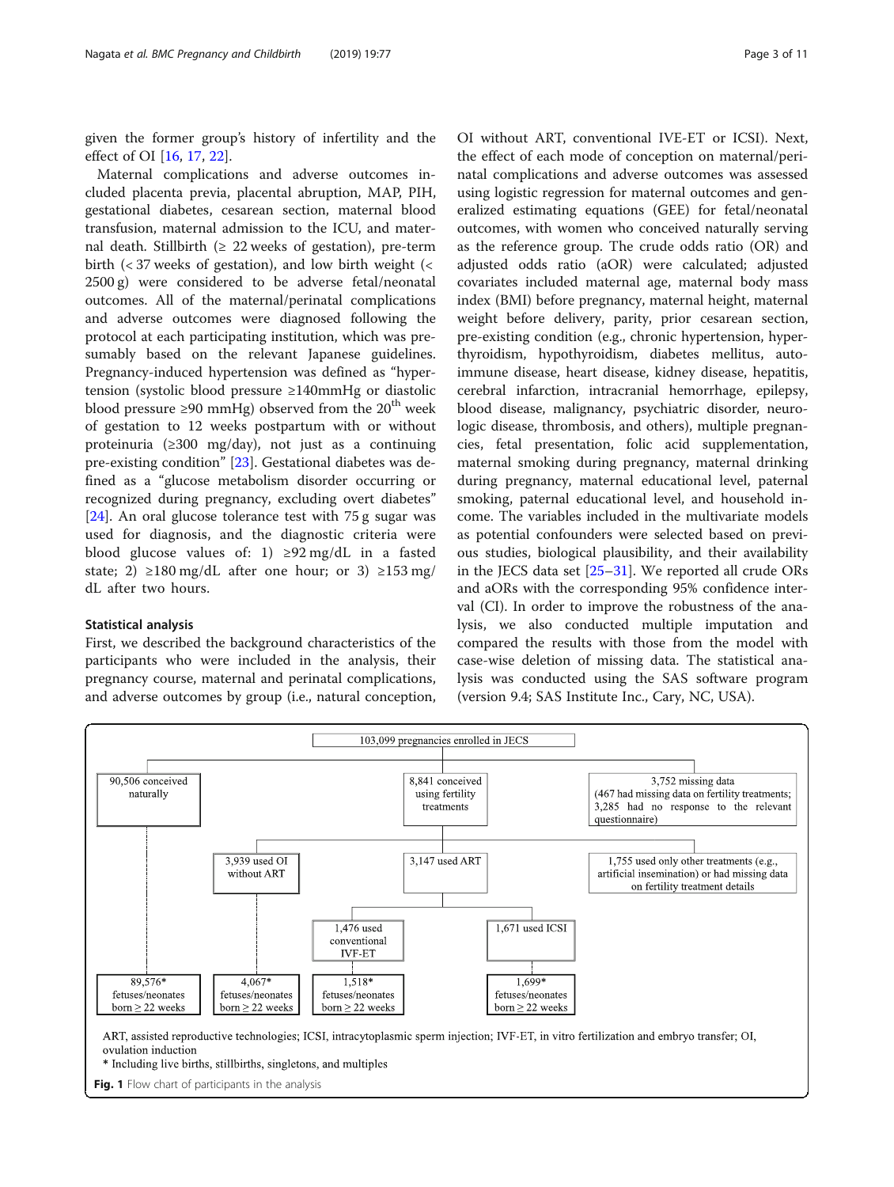given the former group's history of infertility and the effect of OI [16, 17, 22].

Maternal complications and adverse outcomes included placenta previa, placental abruption, MAP, PIH, gestational diabetes, cesarean section, maternal blood transfusion, maternal admission to the ICU, and maternal death. Stillbirth (≥ 22 weeks of gestation), pre-term birth (< 37 weeks of gestation), and low birth weight (< 2500 g) were considered to be adverse fetal/neonatal outcomes. All of the maternal/perinatal complications and adverse outcomes were diagnosed following the protocol at each participating institution, which was presumably based on the relevant Japanese guidelines. Pregnancy-induced hypertension was defined as "hypertension (systolic blood pressure ≥140mmHg or diastolic blood pressure ≥90 mmHg) observed from the 20th week of gestation to 12 weeks postpartum with or without proteinuria (≥300 mg/day), not just as a continuing pre-existing condition" [23]. Gestational diabetes was defined as a "glucose metabolism disorder occurring or recognized during pregnancy, excluding overt diabetes" [24]. An oral glucose tolerance test with 75 g sugar was used for diagnosis, and the diagnostic criteria were blood glucose values of: 1) ≥92 mg/dL in a fasted state; 2) ≥180 mg/dL after one hour; or 3) ≥153 mg/dL after two hours.

## Statistical analysis

First, we described the background characteristics of the participants who were included in the analysis, their pregnancy course, maternal and perinatal complications, and adverse outcomes by group (i.e., natural conception, OI without ART, conventional IVE-ET or ICSI). Next, the effect of each mode of conception on maternal/perinatal complications and adverse outcomes was assessed using logistic regression for maternal outcomes and generalized estimating equations (GEE) for fetal/neonatal outcomes, with women who conceived naturally serving as the reference group. The crude odds ratio (OR) and adjusted odds ratio (aOR) were calculated; adjusted covariates included maternal age, maternal body mass index (BMI) before pregnancy, maternal height, maternal weight before delivery, parity, prior cesarean section, pre-existing condition (e.g., chronic hypertension, hyperthyroidism, hypothyroidism, diabetes mellitus, autoimmune disease, heart disease, kidney disease, hepatitis, cerebral infarction, intracranial hemorrhage, epilepsy, blood disease, malignancy, psychiatric disorder, neurologic disease, thrombosis, and others), multiple pregnancies, fetal presentation, folic acid supplementation, maternal smoking during pregnancy, maternal drinking during pregnancy, maternal educational level, paternal smoking, paternal educational level, and household income. The variables included in the multivariate models as potential confounders were selected based on previous studies, biological plausibility, and their availability in the JECS data set [25–31]. We reported all crude ORs and aORs with the corresponding 95% confidence interval (CI). In order to improve the robustness of the analysis, we also conducted multiple imputation and compared the results with those from the model with case-wise deletion of missing data. The statistical analysis was conducted using the SAS software program (version 9.4; SAS Institute Inc., Cary, NC, USA).

103,099 pregnancies enrolled in JECS

- 90,506 conceived naturally → 89,576* fetuses/neonates born ≥ 22 weeks
- 8,841 conceived using fertility treatments
  - 3,939 used OI without ART → 4,067* fetuses/neonates born ≥ 22 weeks
  - 3,147 used ART
    - 1,476 used conventional IVF-ET → 1,518* fetuses/neonates born ≥ 22 weeks
    - 1,671 used ICSI → 1,699* fetuses/neonates born ≥ 22 weeks
  - 1,755 used only other treatments (e.g., artificial insemination) or had missing data on fertility treatment details
- 3,752 missing data (467 had missing data on fertility treatments; 3,285 had no response to the relevant questionnaire)

ART, assisted reproductive technologies; ICSI, intracytoplasmic sperm injection; IVF-ET, in vitro fertilization and embryo transfer; OI, ovulation induction

\* Including live births, stillbirths, singletons, and multiples

**Fig. 1** Flow chart of participants in the analysis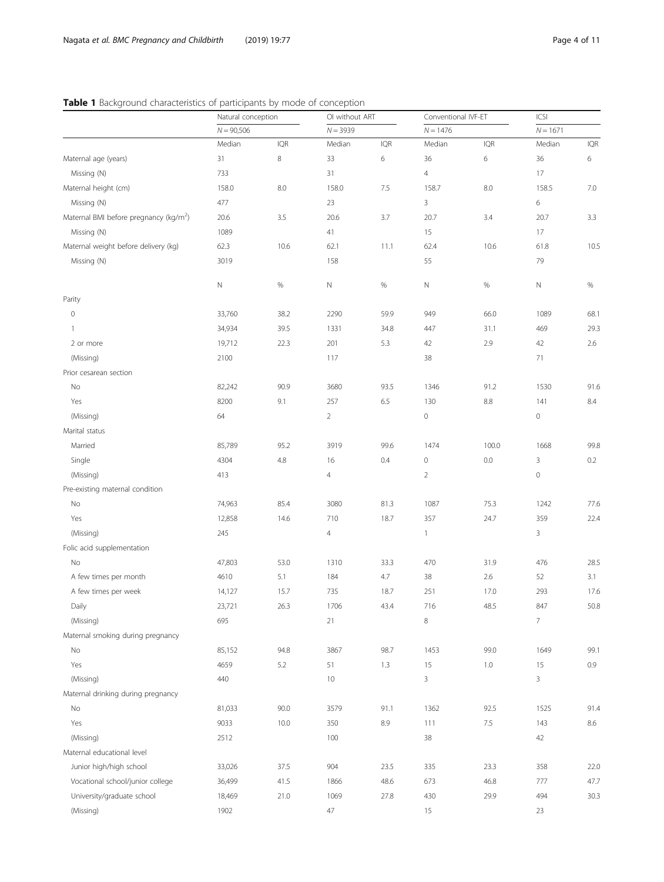**Table 1** Background characteristics of participants by mode of conception

| | Natural conception | | OI without ART | | Conventional IVF-ET | | ICSI | |
|---|---|---|---|---|---|---|---|---|
| | $N = 90{,}506$ | | $N = 3939$ | | $N = 1476$ | | $N = 1671$ | |
| | Median | IQR | Median | IQR | Median | IQR | Median | IQR |
| Maternal age (years) | 31 | 8 | 33 | 6 | 36 | 6 | 36 | 6 |
| Missing (N) | 733 | | 31 | | 4 | | 17 | |
| Maternal height (cm) | 158.0 | 8.0 | 158.0 | 7.5 | 158.7 | 8.0 | 158.5 | 7.0 |
| Missing (N) | 477 | | 23 | | 3 | | 6 | |
| Maternal BMI before pregnancy (kg/m$^2$) | 20.6 | 3.5 | 20.6 | 3.7 | 20.7 | 3.4 | 20.7 | 3.3 |
| Missing (N) | 1089 | | 41 | | 15 | | 17 | |
| Maternal weight before delivery (kg) | 62.3 | 10.6 | 62.1 | 11.1 | 62.4 | 10.6 | 61.8 | 10.5 |
| Missing (N) | 3019 | | 158 | | 55 | | 79 | |
| | N | % | N | % | N | % | N | % |
| Parity | | | | | | | | |
| 0 | 33,760 | 38.2 | 2290 | 59.9 | 949 | 66.0 | 1089 | 68.1 |
| 1 | 34,934 | 39.5 | 1331 | 34.8 | 447 | 31.1 | 469 | 29.3 |
| 2 or more | 19,712 | 22.3 | 201 | 5.3 | 42 | 2.9 | 42 | 2.6 |
| (Missing) | 2100 | | 117 | | 38 | | 71 | |
| Prior cesarean section | | | | | | | | |
| No | 82,242 | 90.9 | 3680 | 93.5 | 1346 | 91.2 | 1530 | 91.6 |
| Yes | 8200 | 9.1 | 257 | 6.5 | 130 | 8.8 | 141 | 8.4 |
| (Missing) | 64 | | 2 | | 0 | | 0 | |
| Marital status | | | | | | | | |
| Married | 85,789 | 95.2 | 3919 | 99.6 | 1474 | 100.0 | 1668 | 99.8 |
| Single | 4304 | 4.8 | 16 | 0.4 | 0 | 0.0 | 3 | 0.2 |
| (Missing) | 413 | | 4 | | 2 | | 0 | |
| Pre-existing maternal condition | | | | | | | | |
| No | 74,963 | 85.4 | 3080 | 81.3 | 1087 | 75.3 | 1242 | 77.6 |
| Yes | 12,858 | 14.6 | 710 | 18.7 | 357 | 24.7 | 359 | 22.4 |
| (Missing) | 245 | | 4 | | 1 | | 3 | |
| Folic acid supplementation | | | | | | | | |
| No | 47,803 | 53.0 | 1310 | 33.3 | 470 | 31.9 | 476 | 28.5 |
| A few times per month | 4610 | 5.1 | 184 | 4.7 | 38 | 2.6 | 52 | 3.1 |
| A few times per week | 14,127 | 15.7 | 735 | 18.7 | 251 | 17.0 | 293 | 17.6 |
| Daily | 23,721 | 26.3 | 1706 | 43.4 | 716 | 48.5 | 847 | 50.8 |
| (Missing) | 695 | | 21 | | 8 | | 7 | |
| Maternal smoking during pregnancy | | | | | | | | |
| No | 85,152 | 94.8 | 3867 | 98.7 | 1453 | 99.0 | 1649 | 99.1 |
| Yes | 4659 | 5.2 | 51 | 1.3 | 15 | 1.0 | 15 | 0.9 |
| (Missing) | 440 | | 10 | | 3 | | 3 | |
| Maternal drinking during pregnancy | | | | | | | | |
| No | 81,033 | 90.0 | 3579 | 91.1 | 1362 | 92.5 | 1525 | 91.4 |
| Yes | 9033 | 10.0 | 350 | 8.9 | 111 | 7.5 | 143 | 8.6 |
| (Missing) | 2512 | | 100 | | 38 | | 42 | |
| Maternal educational level | | | | | | | | |
| Junior high/high school | 33,026 | 37.5 | 904 | 23.5 | 335 | 23.3 | 358 | 22.0 |
| Vocational school/junior college | 36,499 | 41.5 | 1866 | 48.6 | 673 | 46.8 | 777 | 47.7 |
| University/graduate school | 18,469 | 21.0 | 1069 | 27.8 | 430 | 29.9 | 494 | 30.3 |
| (Missing) | 1902 | | 47 | | 15 | | 23 | |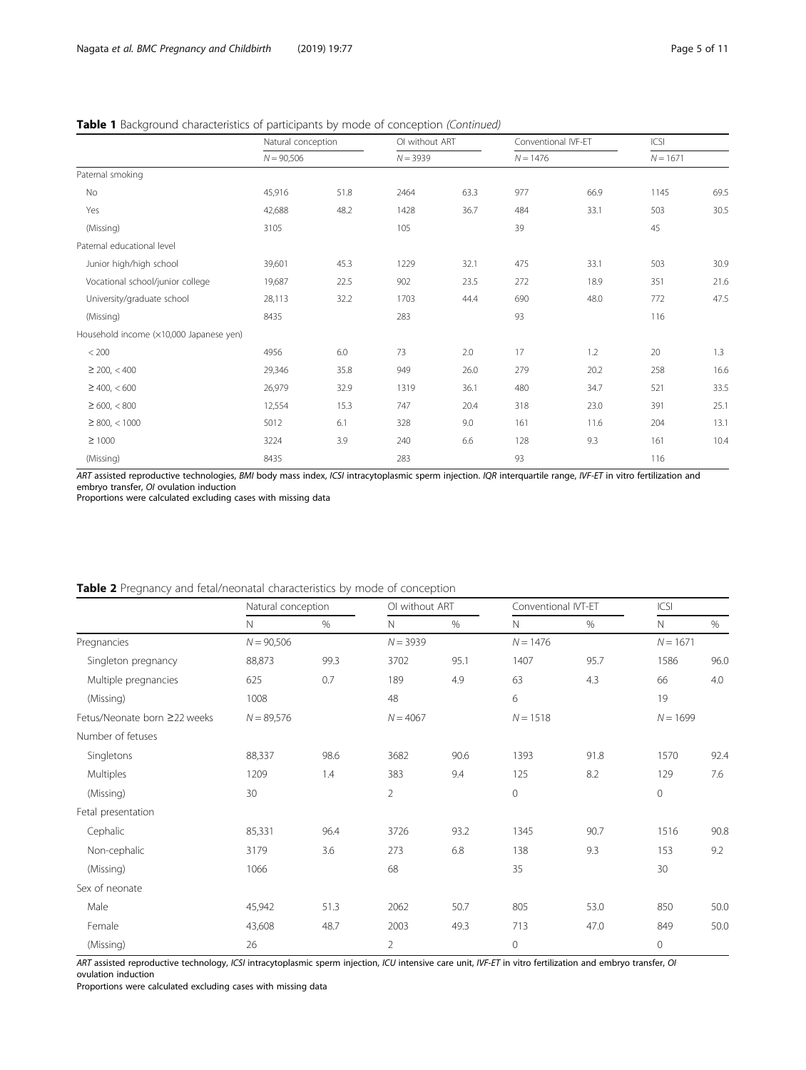**Table 1** Background characteristics of participants by mode of conception *(Continued)*

| | Natural conception | | OI without ART | | Conventional IVF-ET | | ICSI | |
|---|---|---|---|---|---|---|---|---|
| | $N = 90{,}506$ | | $N = 3939$ | | $N = 1476$ | | $N = 1671$ | |
| Paternal smoking | | | | | | | | |
| No | 45,916 | 51.8 | 2464 | 63.3 | 977 | 66.9 | 1145 | 69.5 |
| Yes | 42,688 | 48.2 | 1428 | 36.7 | 484 | 33.1 | 503 | 30.5 |
| (Missing) | 3105 | | 105 | | 39 | | 45 | |
| Paternal educational level | | | | | | | | |
| Junior high/high school | 39,601 | 45.3 | 1229 | 32.1 | 475 | 33.1 | 503 | 30.9 |
| Vocational school/junior college | 19,687 | 22.5 | 902 | 23.5 | 272 | 18.9 | 351 | 21.6 |
| University/graduate school | 28,113 | 32.2 | 1703 | 44.4 | 690 | 48.0 | 772 | 47.5 |
| (Missing) | 8435 | | 283 | | 93 | | 116 | |
| Household income (×10,000 Japanese yen) | | | | | | | | |
| < 200 | 4956 | 6.0 | 73 | 2.0 | 17 | 1.2 | 20 | 1.3 |
| ≥ 200, < 400 | 29,346 | 35.8 | 949 | 26.0 | 279 | 20.2 | 258 | 16.6 |
| ≥ 400, < 600 | 26,979 | 32.9 | 1319 | 36.1 | 480 | 34.7 | 521 | 33.5 |
| ≥ 600, < 800 | 12,554 | 15.3 | 747 | 20.4 | 318 | 23.0 | 391 | 25.1 |
| ≥ 800, < 1000 | 5012 | 6.1 | 328 | 9.0 | 161 | 11.6 | 204 | 13.1 |
| ≥ 1000 | 3224 | 3.9 | 240 | 6.6 | 128 | 9.3 | 161 | 10.4 |
| (Missing) | 8435 | | 283 | | 93 | | 116 | |

*ART* assisted reproductive technologies, *BMI* body mass index, *ICSI* intracytoplasmic sperm injection. *IQR* interquartile range, *IVF-ET* in vitro fertilization and embryo transfer, *OI* ovulation induction
Proportions were calculated excluding cases with missing data

**Table 2** Pregnancy and fetal/neonatal characteristics by mode of conception

| | Natural conception | | OI without ART | | Conventional IVT-ET | | ICSI | |
|---|---|---|---|---|---|---|---|---|
| | N | % | N | % | N | % | N | % |
| Pregnancies | $N = 90{,}506$ | | $N = 3939$ | | $N = 1476$ | | $N = 1671$ | |
| Singleton pregnancy | 88,873 | 99.3 | 3702 | 95.1 | 1407 | 95.7 | 1586 | 96.0 |
| Multiple pregnancies | 625 | 0.7 | 189 | 4.9 | 63 | 4.3 | 66 | 4.0 |
| (Missing) | 1008 | | 48 | | 6 | | 19 | |
| Fetus/Neonate born ≥22 weeks | $N = 89{,}576$ | | $N = 4067$ | | $N = 1518$ | | $N = 1699$ | |
| Number of fetuses | | | | | | | | |
| Singletons | 88,337 | 98.6 | 3682 | 90.6 | 1393 | 91.8 | 1570 | 92.4 |
| Multiples | 1209 | 1.4 | 383 | 9.4 | 125 | 8.2 | 129 | 7.6 |
| (Missing) | 30 | | 2 | | 0 | | 0 | |
| Fetal presentation | | | | | | | | |
| Cephalic | 85,331 | 96.4 | 3726 | 93.2 | 1345 | 90.7 | 1516 | 90.8 |
| Non-cephalic | 3179 | 3.6 | 273 | 6.8 | 138 | 9.3 | 153 | 9.2 |
| (Missing) | 1066 | | 68 | | 35 | | 30 | |
| Sex of neonate | | | | | | | | |
| Male | 45,942 | 51.3 | 2062 | 50.7 | 805 | 53.0 | 850 | 50.0 |
| Female | 43,608 | 48.7 | 2003 | 49.3 | 713 | 47.0 | 849 | 50.0 |
| (Missing) | 26 | | 2 | | 0 | | 0 | |

*ART* assisted reproductive technology, *ICSI* intracytoplasmic sperm injection, *ICU* intensive care unit, *IVF-ET* in vitro fertilization and embryo transfer, *OI* ovulation induction
Proportions were calculated excluding cases with missing data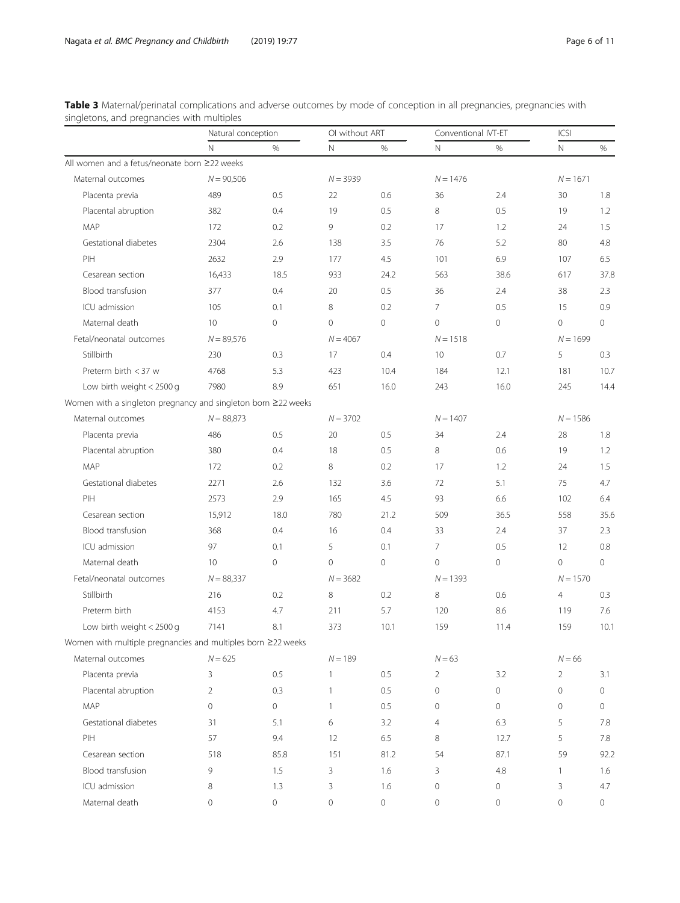**Table 3** Maternal/perinatal complications and adverse outcomes by mode of conception in all pregnancies, pregnancies with singletons, and pregnancies with multiples

| | Natural conception | | OI without ART | | Conventional IVT-ET | | ICSI | |
|---|---|---|---|---|---|---|---|---|
| | N | % | N | % | N | % | N | % |
| All women and a fetus/neonate born ≥22 weeks | | | | | | | | |
| Maternal outcomes | $N = 90{,}506$ | | $N = 3939$ | | $N = 1476$ | | $N = 1671$ | |
| Placenta previa | 489 | 0.5 | 22 | 0.6 | 36 | 2.4 | 30 | 1.8 |
| Placental abruption | 382 | 0.4 | 19 | 0.5 | 8 | 0.5 | 19 | 1.2 |
| MAP | 172 | 0.2 | 9 | 0.2 | 17 | 1.2 | 24 | 1.5 |
| Gestational diabetes | 2304 | 2.6 | 138 | 3.5 | 76 | 5.2 | 80 | 4.8 |
| PIH | 2632 | 2.9 | 177 | 4.5 | 101 | 6.9 | 107 | 6.5 |
| Cesarean section | 16,433 | 18.5 | 933 | 24.2 | 563 | 38.6 | 617 | 37.8 |
| Blood transfusion | 377 | 0.4 | 20 | 0.5 | 36 | 2.4 | 38 | 2.3 |
| ICU admission | 105 | 0.1 | 8 | 0.2 | 7 | 0.5 | 15 | 0.9 |
| Maternal death | 10 | 0 | 0 | 0 | 0 | 0 | 0 | 0 |
| Fetal/neonatal outcomes | $N = 89{,}576$ | | $N = 4067$ | | $N = 1518$ | | $N = 1699$ | |
| Stillbirth | 230 | 0.3 | 17 | 0.4 | 10 | 0.7 | 5 | 0.3 |
| Preterm birth < 37 w | 4768 | 5.3 | 423 | 10.4 | 184 | 12.1 | 181 | 10.7 |
| Low birth weight < 2500 g | 7980 | 8.9 | 651 | 16.0 | 243 | 16.0 | 245 | 14.4 |
| Women with a singleton pregnancy and singleton born ≥22 weeks | | | | | | | | |
| Maternal outcomes | $N = 88{,}873$ | | $N = 3702$ | | $N = 1407$ | | $N = 1586$ | |
| Placenta previa | 486 | 0.5 | 20 | 0.5 | 34 | 2.4 | 28 | 1.8 |
| Placental abruption | 380 | 0.4 | 18 | 0.5 | 8 | 0.6 | 19 | 1.2 |
| MAP | 172 | 0.2 | 8 | 0.2 | 17 | 1.2 | 24 | 1.5 |
| Gestational diabetes | 2271 | 2.6 | 132 | 3.6 | 72 | 5.1 | 75 | 4.7 |
| PIH | 2573 | 2.9 | 165 | 4.5 | 93 | 6.6 | 102 | 6.4 |
| Cesarean section | 15,912 | 18.0 | 780 | 21.2 | 509 | 36.5 | 558 | 35.6 |
| Blood transfusion | 368 | 0.4 | 16 | 0.4 | 33 | 2.4 | 37 | 2.3 |
| ICU admission | 97 | 0.1 | 5 | 0.1 | 7 | 0.5 | 12 | 0.8 |
| Maternal death | 10 | 0 | 0 | 0 | 0 | 0 | 0 | 0 |
| Fetal/neonatal outcomes | $N = 88{,}337$ | | $N = 3682$ | | $N = 1393$ | | $N = 1570$ | |
| Stillbirth | 216 | 0.2 | 8 | 0.2 | 8 | 0.6 | 4 | 0.3 |
| Preterm birth | 4153 | 4.7 | 211 | 5.7 | 120 | 8.6 | 119 | 7.6 |
| Low birth weight < 2500 g | 7141 | 8.1 | 373 | 10.1 | 159 | 11.4 | 159 | 10.1 |
| Women with multiple pregnancies and multiples born ≥22 weeks | | | | | | | | |
| Maternal outcomes | $N = 625$ | | $N = 189$ | | $N = 63$ | | $N = 66$ | |
| Placenta previa | 3 | 0.5 | 1 | 0.5 | 2 | 3.2 | 2 | 3.1 |
| Placental abruption | 2 | 0.3 | 1 | 0.5 | 0 | 0 | 0 | 0 |
| MAP | 0 | 0 | 1 | 0.5 | 0 | 0 | 0 | 0 |
| Gestational diabetes | 31 | 5.1 | 6 | 3.2 | 4 | 6.3 | 5 | 7.8 |
| PIH | 57 | 9.4 | 12 | 6.5 | 8 | 12.7 | 5 | 7.8 |
| Cesarean section | 518 | 85.8 | 151 | 81.2 | 54 | 87.1 | 59 | 92.2 |
| Blood transfusion | 9 | 1.5 | 3 | 1.6 | 3 | 4.8 | 1 | 1.6 |
| ICU admission | 8 | 1.3 | 3 | 1.6 | 0 | 0 | 3 | 4.7 |
| Maternal death | 0 | 0 | 0 | 0 | 0 | 0 | 0 | 0 |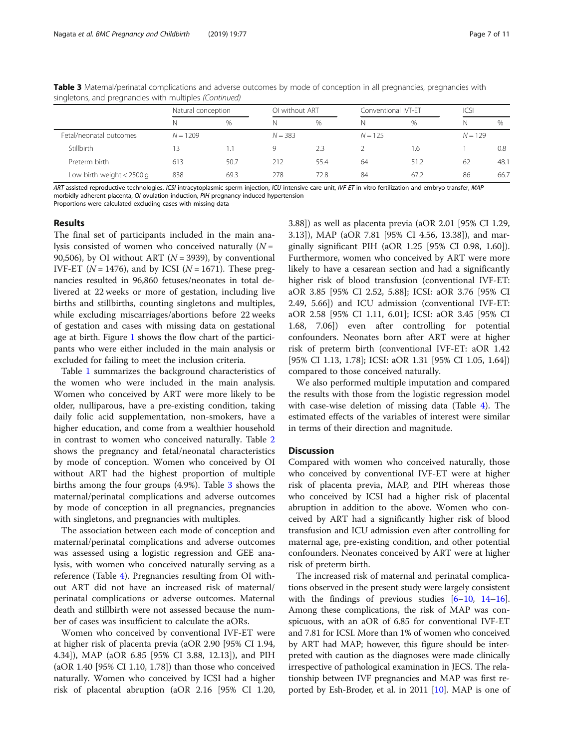**Table 3** Maternal/perinatal complications and adverse outcomes by mode of conception in all pregnancies, pregnancies with singletons, and pregnancies with multiples *(Continued)*

| | Natural conception | | OI without ART | | Conventional IVF-ET | | ICSI | |
|---|---|---|---|---|---|---|---|---|
| | N | % | N | % | N | % | N | % |
| Fetal/neonatal outcomes | N = 1209 | | N = 383 | | N = 125 | | N = 129 | |
| Stillbirth | 13 | 1.1 | 9 | 2.3 | 2 | 1.6 | 1 | 0.8 |
| Preterm birth | 613 | 50.7 | 212 | 55.4 | 64 | 51.2 | 62 | 48.1 |
| Low birth weight < 2500 g | 838 | 69.3 | 278 | 72.8 | 84 | 67.2 | 86 | 66.7 |

*ART* assisted reproductive technologies, *ICSI* intracytoplasmic sperm injection, *ICU* intensive care unit, *IVF-ET* in vitro fertilization and embryo transfer, *MAP* morbidly adherent placenta, *OI* ovulation induction, *PIH* pregnancy-induced hypertension
Proportions were calculated excluding cases with missing data

## Results

The final set of participants included in the main analysis consisted of women who conceived naturally (N = 90,506), by OI without ART (N = 3939), by conventional IVF-ET (N = 1476), and by ICSI (N = 1671). These pregnancies resulted in 96,860 fetuses/neonates in total delivered at 22 weeks or more of gestation, including live births and stillbirths, counting singletons and multiples, while excluding miscarriages/abortions before 22 weeks of gestation and cases with missing data on gestational age at birth. Figure 1 shows the flow chart of the participants who were either included in the main analysis or excluded for failing to meet the inclusion criteria.

Table 1 summarizes the background characteristics of the women who were included in the main analysis. Women who conceived by ART were more likely to be older, nulliparous, have a pre-existing condition, taking daily folic acid supplementation, non-smokers, have a higher education, and come from a wealthier household in contrast to women who conceived naturally. Table 2 shows the pregnancy and fetal/neonatal characteristics by mode of conception. Women who conceived by OI without ART had the highest proportion of multiple births among the four groups (4.9%). Table 3 shows the maternal/perinatal complications and adverse outcomes by mode of conception in all pregnancies, pregnancies with singletons, and pregnancies with multiples.

The association between each mode of conception and maternal/perinatal complications and adverse outcomes was assessed using a logistic regression and GEE analysis, with women who conceived naturally serving as a reference (Table 4). Pregnancies resulting from OI without ART did not have an increased risk of maternal/perinatal complications or adverse outcomes. Maternal death and stillbirth were not assessed because the number of cases was insufficient to calculate the aORs.

Women who conceived by conventional IVF-ET were at higher risk of placenta previa (aOR 2.90 [95% CI 1.94, 4.34]), MAP (aOR 6.85 [95% CI 3.88, 12.13]), and PIH (aOR 1.40 [95% CI 1.10, 1.78]) than those who conceived naturally. Women who conceived by ICSI had a higher risk of placental abruption (aOR 2.16 [95% CI 1.20, 3.88]) as well as placenta previa (aOR 2.01 [95% CI 1.29, 3.13]), MAP (aOR 7.81 [95% CI 4.56, 13.38]), and marginally significant PIH (aOR 1.25 [95% CI 0.98, 1.60]). Furthermore, women who conceived by ART were more likely to have a cesarean section and had a significantly higher risk of blood transfusion (conventional IVF-ET: aOR 3.85 [95% CI 2.52, 5.88]; ICSI: aOR 3.76 [95% CI 2.49, 5.66]) and ICU admission (conventional IVF-ET: aOR 2.58 [95% CI 1.11, 6.01]; ICSI: aOR 3.45 [95% CI 1.68, 7.06]) even after controlling for potential confounders. Neonates born after ART were at higher risk of preterm birth (conventional IVF-ET: aOR 1.42 [95% CI 1.13, 1.78]; ICSI: aOR 1.31 [95% CI 1.05, 1.64]) compared to those conceived naturally.

We also performed multiple imputation and compared the results with those from the logistic regression model with case-wise deletion of missing data (Table 4). The estimated effects of the variables of interest were similar in terms of their direction and magnitude.

## Discussion

Compared with women who conceived naturally, those who conceived by conventional IVF-ET were at higher risk of placenta previa, MAP, and PIH whereas those who conceived by ICSI had a higher risk of placental abruption in addition to the above. Women who conceived by ART had a significantly higher risk of blood transfusion and ICU admission even after controlling for maternal age, pre-existing condition, and other potential confounders. Neonates conceived by ART were at higher risk of preterm birth.

The increased risk of maternal and perinatal complications observed in the present study were largely consistent with the findings of previous studies [6–10, 14–16]. Among these complications, the risk of MAP was conspicuous, with an aOR of 6.85 for conventional IVF-ET and 7.81 for ICSI. More than 1% of women who conceived by ART had MAP; however, this figure should be interpreted with caution as the diagnoses were made clinically irrespective of pathological examination in JECS. The relationship between IVF pregnancies and MAP was first reported by Esh-Broder, et al. in 2011 [10]. MAP is one of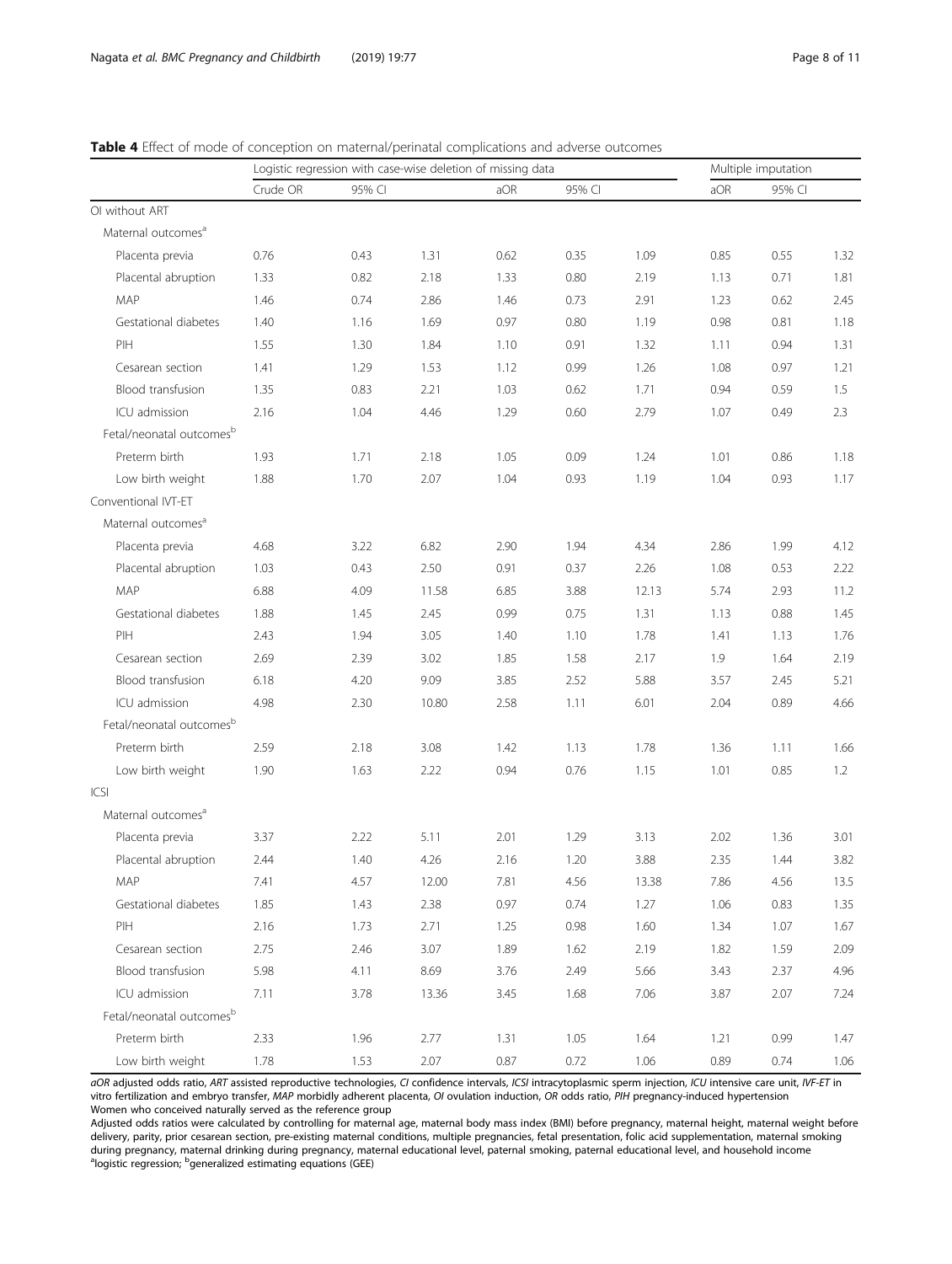**Table 4** Effect of mode of conception on maternal/perinatal complications and adverse outcomes

| | Logistic regression with case-wise deletion of missing data | | | | | | Multiple imputation | | |
|---|---|---|---|---|---|---|---|---|---|
| | Crude OR | 95% CI | | aOR | 95% CI | | aOR | 95% CI | |
| OI without ART | | | | | | | | | |
| Maternal outcomes[a] | | | | | | | | | |
| Placenta previa | 0.76 | 0.43 | 1.31 | 0.62 | 0.35 | 1.09 | 0.85 | 0.55 | 1.32 |
| Placental abruption | 1.33 | 0.82 | 2.18 | 1.33 | 0.80 | 2.19 | 1.13 | 0.71 | 1.81 |
| MAP | 1.46 | 0.74 | 2.86 | 1.46 | 0.73 | 2.91 | 1.23 | 0.62 | 2.45 |
| Gestational diabetes | 1.40 | 1.16 | 1.69 | 0.97 | 0.80 | 1.19 | 0.98 | 0.81 | 1.18 |
| PIH | 1.55 | 1.30 | 1.84 | 1.10 | 0.91 | 1.32 | 1.11 | 0.94 | 1.31 |
| Cesarean section | 1.41 | 1.29 | 1.53 | 1.12 | 0.99 | 1.26 | 1.08 | 0.97 | 1.21 |
| Blood transfusion | 1.35 | 0.83 | 2.21 | 1.03 | 0.62 | 1.71 | 0.94 | 0.59 | 1.5 |
| ICU admission | 2.16 | 1.04 | 4.46 | 1.29 | 0.60 | 2.79 | 1.07 | 0.49 | 2.3 |
| Fetal/neonatal outcomes[b] | | | | | | | | | |
| Preterm birth | 1.93 | 1.71 | 2.18 | 1.05 | 0.09 | 1.24 | 1.01 | 0.86 | 1.18 |
| Low birth weight | 1.88 | 1.70 | 2.07 | 1.04 | 0.93 | 1.19 | 1.04 | 0.93 | 1.17 |
| Conventional IVT-ET | | | | | | | | | |
| Maternal outcomes[a] | | | | | | | | | |
| Placenta previa | 4.68 | 3.22 | 6.82 | 2.90 | 1.94 | 4.34 | 2.86 | 1.99 | 4.12 |
| Placental abruption | 1.03 | 0.43 | 2.50 | 0.91 | 0.37 | 2.26 | 1.08 | 0.53 | 2.22 |
| MAP | 6.88 | 4.09 | 11.58 | 6.85 | 3.88 | 12.13 | 5.74 | 2.93 | 11.2 |
| Gestational diabetes | 1.88 | 1.45 | 2.45 | 0.99 | 0.75 | 1.31 | 1.13 | 0.88 | 1.45 |
| PIH | 2.43 | 1.94 | 3.05 | 1.40 | 1.10 | 1.78 | 1.41 | 1.13 | 1.76 |
| Cesarean section | 2.69 | 2.39 | 3.02 | 1.85 | 1.58 | 2.17 | 1.9 | 1.64 | 2.19 |
| Blood transfusion | 6.18 | 4.20 | 9.09 | 3.85 | 2.52 | 5.88 | 3.57 | 2.45 | 5.21 |
| ICU admission | 4.98 | 2.30 | 10.80 | 2.58 | 1.11 | 6.01 | 2.04 | 0.89 | 4.66 |
| Fetal/neonatal outcomes[b] | | | | | | | | | |
| Preterm birth | 2.59 | 2.18 | 3.08 | 1.42 | 1.13 | 1.78 | 1.36 | 1.11 | 1.66 |
| Low birth weight | 1.90 | 1.63 | 2.22 | 0.94 | 0.76 | 1.15 | 1.01 | 0.85 | 1.2 |
| ICSI | | | | | | | | | |
| Maternal outcomes[a] | | | | | | | | | |
| Placenta previa | 3.37 | 2.22 | 5.11 | 2.01 | 1.29 | 3.13 | 2.02 | 1.36 | 3.01 |
| Placental abruption | 2.44 | 1.40 | 4.26 | 2.16 | 1.20 | 3.88 | 2.35 | 1.44 | 3.82 |
| MAP | 7.41 | 4.57 | 12.00 | 7.81 | 4.56 | 13.38 | 7.86 | 4.56 | 13.5 |
| Gestational diabetes | 1.85 | 1.43 | 2.38 | 0.97 | 0.74 | 1.27 | 1.06 | 0.83 | 1.35 |
| PIH | 2.16 | 1.73 | 2.71 | 1.25 | 0.98 | 1.60 | 1.34 | 1.07 | 1.67 |
| Cesarean section | 2.75 | 2.46 | 3.07 | 1.89 | 1.62 | 2.19 | 1.82 | 1.59 | 2.09 |
| Blood transfusion | 5.98 | 4.11 | 8.69 | 3.76 | 2.49 | 5.66 | 3.43 | 2.37 | 4.96 |
| ICU admission | 7.11 | 3.78 | 13.36 | 3.45 | 1.68 | 7.06 | 3.87 | 2.07 | 7.24 |
| Fetal/neonatal outcomes[b] | | | | | | | | | |
| Preterm birth | 2.33 | 1.96 | 2.77 | 1.31 | 1.05 | 1.64 | 1.21 | 0.99 | 1.47 |
| Low birth weight | 1.78 | 1.53 | 2.07 | 0.87 | 0.72 | 1.06 | 0.89 | 0.74 | 1.06 |

*aOR* adjusted odds ratio, *ART* assisted reproductive technologies, *CI* confidence intervals, *ICSI* intracytoplasmic sperm injection, *ICU* intensive care unit, *IVF-ET* in vitro fertilization and embryo transfer, *MAP* morbidly adherent placenta, *OI* ovulation induction, *OR* odds ratio, *PIH* pregnancy-induced hypertension

Women who conceived naturally served as the reference group

Adjusted odds ratios were calculated by controlling for maternal age, maternal body mass index (BMI) before pregnancy, maternal height, maternal weight before delivery, parity, prior cesarean section, pre-existing maternal conditions, multiple pregnancies, fetal presentation, folic acid supplementation, maternal smoking during pregnancy, maternal drinking during pregnancy, maternal educational level, paternal smoking, paternal educational level, and household income

[a]logistic regression; [b]generalized estimating equations (GEE)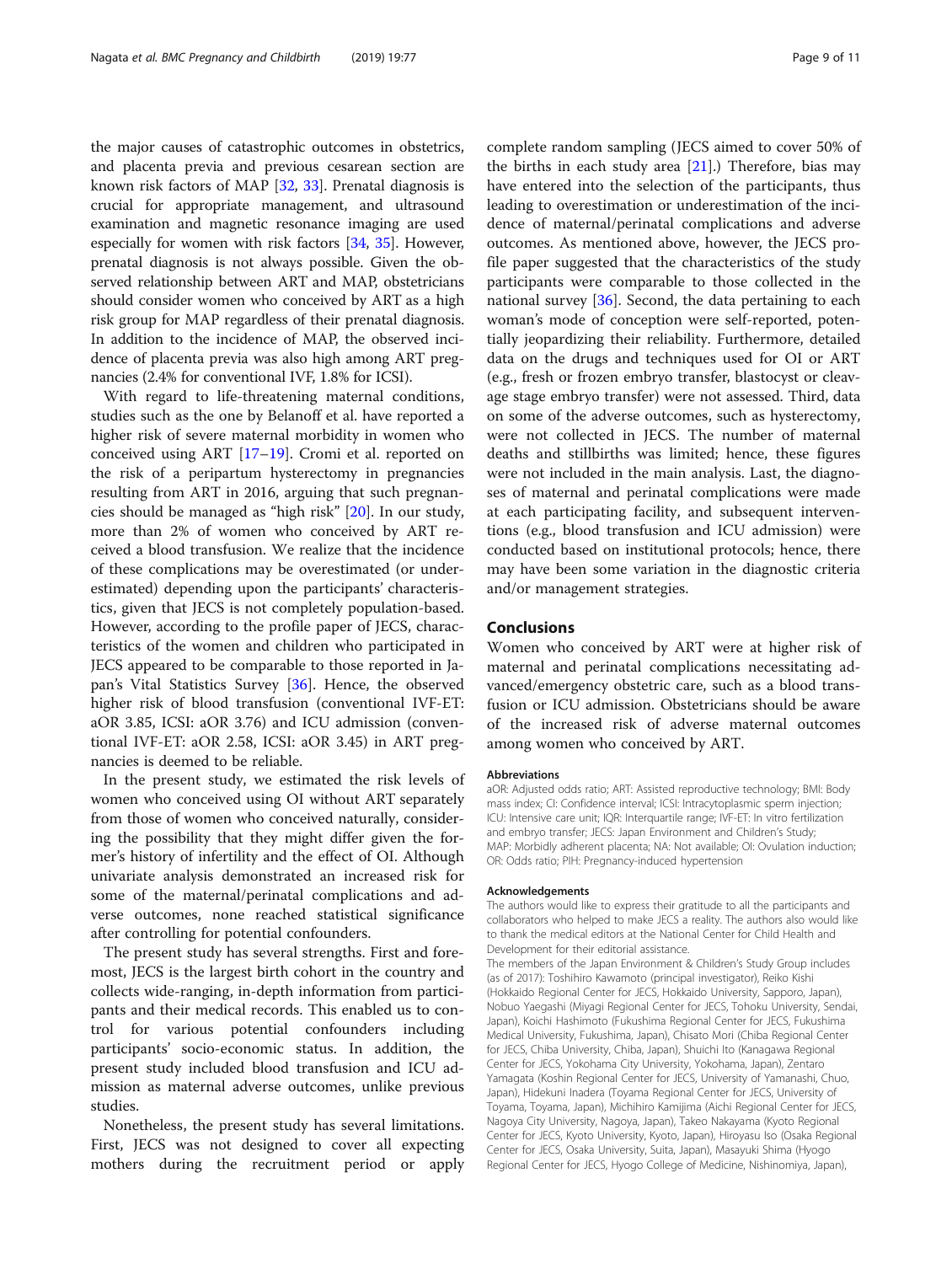the major causes of catastrophic outcomes in obstetrics, and placenta previa and previous cesarean section are known risk factors of MAP [32, 33]. Prenatal diagnosis is crucial for appropriate management, and ultrasound examination and magnetic resonance imaging are used especially for women with risk factors [34, 35]. However, prenatal diagnosis is not always possible. Given the observed relationship between ART and MAP, obstetricians should consider women who conceived by ART as a high risk group for MAP regardless of their prenatal diagnosis. In addition to the incidence of MAP, the observed incidence of placenta previa was also high among ART pregnancies (2.4% for conventional IVF, 1.8% for ICSI).

With regard to life-threatening maternal conditions, studies such as the one by Belanoff et al. have reported a higher risk of severe maternal morbidity in women who conceived using ART [17–19]. Cromi et al. reported on the risk of a peripartum hysterectomy in pregnancies resulting from ART in 2016, arguing that such pregnancies should be managed as "high risk" [20]. In our study, more than 2% of women who conceived by ART received a blood transfusion. We realize that the incidence of these complications may be overestimated (or underestimated) depending upon the participants' characteristics, given that JECS is not completely population-based. However, according to the profile paper of JECS, characteristics of the women and children who participated in JECS appeared to be comparable to those reported in Japan's Vital Statistics Survey [36]. Hence, the observed higher risk of blood transfusion (conventional IVF-ET: aOR 3.85, ICSI: aOR 3.76) and ICU admission (conventional IVF-ET: aOR 2.58, ICSI: aOR 3.45) in ART pregnancies is deemed to be reliable.

In the present study, we estimated the risk levels of women who conceived using OI without ART separately from those of women who conceived naturally, considering the possibility that they might differ given the former's history of infertility and the effect of OI. Although univariate analysis demonstrated an increased risk for some of the maternal/perinatal complications and adverse outcomes, none reached statistical significance after controlling for potential confounders.

The present study has several strengths. First and foremost, JECS is the largest birth cohort in the country and collects wide-ranging, in-depth information from participants and their medical records. This enabled us to control for various potential confounders including participants' socio-economic status. In addition, the present study included blood transfusion and ICU admission as maternal adverse outcomes, unlike previous studies.

Nonetheless, the present study has several limitations. First, JECS was not designed to cover all expecting mothers during the recruitment period or apply complete random sampling (JECS aimed to cover 50% of the births in each study area [21].) Therefore, bias may have entered into the selection of the participants, thus leading to overestimation or underestimation of the incidence of maternal/perinatal complications and adverse outcomes. As mentioned above, however, the JECS profile paper suggested that the characteristics of the study participants were comparable to those collected in the national survey [36]. Second, the data pertaining to each woman's mode of conception were self-reported, potentially jeopardizing their reliability. Furthermore, detailed data on the drugs and techniques used for OI or ART (e.g., fresh or frozen embryo transfer, blastocyst or cleavage stage embryo transfer) were not assessed. Third, data on some of the adverse outcomes, such as hysterectomy, were not collected in JECS. The number of maternal deaths and stillbirths was limited; hence, these figures were not included in the main analysis. Last, the diagnoses of maternal and perinatal complications were made at each participating facility, and subsequent interventions (e.g., blood transfusion and ICU admission) were conducted based on institutional protocols; hence, there may have been some variation in the diagnostic criteria and/or management strategies.

## Conclusions

Women who conceived by ART were at higher risk of maternal and perinatal complications necessitating advanced/emergency obstetric care, such as a blood transfusion or ICU admission. Obstetricians should be aware of the increased risk of adverse maternal outcomes among women who conceived by ART.

### Abbreviations

aOR: Adjusted odds ratio; ART: Assisted reproductive technology; BMI: Body mass index; CI: Confidence interval; ICSI: Intracytoplasmic sperm injection; ICU: Intensive care unit; IQR: Interquartile range; IVF-ET: In vitro fertilization and embryo transfer; JECS: Japan Environment and Children's Study; MAP: Morbidly adherent placenta; NA: Not available; OI: Ovulation induction; OR: Odds ratio; PIH: Pregnancy-induced hypertension

### Acknowledgements

The authors would like to express their gratitude to all the participants and collaborators who helped to make JECS a reality. The authors also would like to thank the medical editors at the National Center for Child Health and Development for their editorial assistance.

The members of the Japan Environment & Children's Study Group includes (as of 2017): Toshihiro Kawamoto (principal investigator), Reiko Kishi (Hokkaido Regional Center for JECS, Hokkaido University, Sapporo, Japan), Nobuo Yaegashi (Miyagi Regional Center for JECS, Tohoku University, Sendai, Japan), Koichi Hashimoto (Fukushima Regional Center for JECS, Fukushima Medical University, Fukushima, Japan), Chisato Mori (Chiba Regional Center for JECS, Chiba University, Chiba, Japan), Shuichi Ito (Kanagawa Regional Center for JECS, Yokohama City University, Yokohama, Japan), Zentaro Yamagata (Koshin Regional Center for JECS, University of Yamanashi, Chuo, Japan), Hidekuni Inadera (Toyama Regional Center for JECS, University of Toyama, Toyama, Japan), Michihiro Kamijima (Aichi Regional Center for JECS, Nagoya City University, Nagoya, Japan), Takeo Nakayama (Kyoto Regional Center for JECS, Kyoto University, Kyoto, Japan), Hiroyasu Iso (Osaka Regional Center for JECS, Osaka University, Suita, Japan), Masayuki Shima (Hyogo Regional Center for JECS, Hyogo College of Medicine, Nishinomiya, Japan),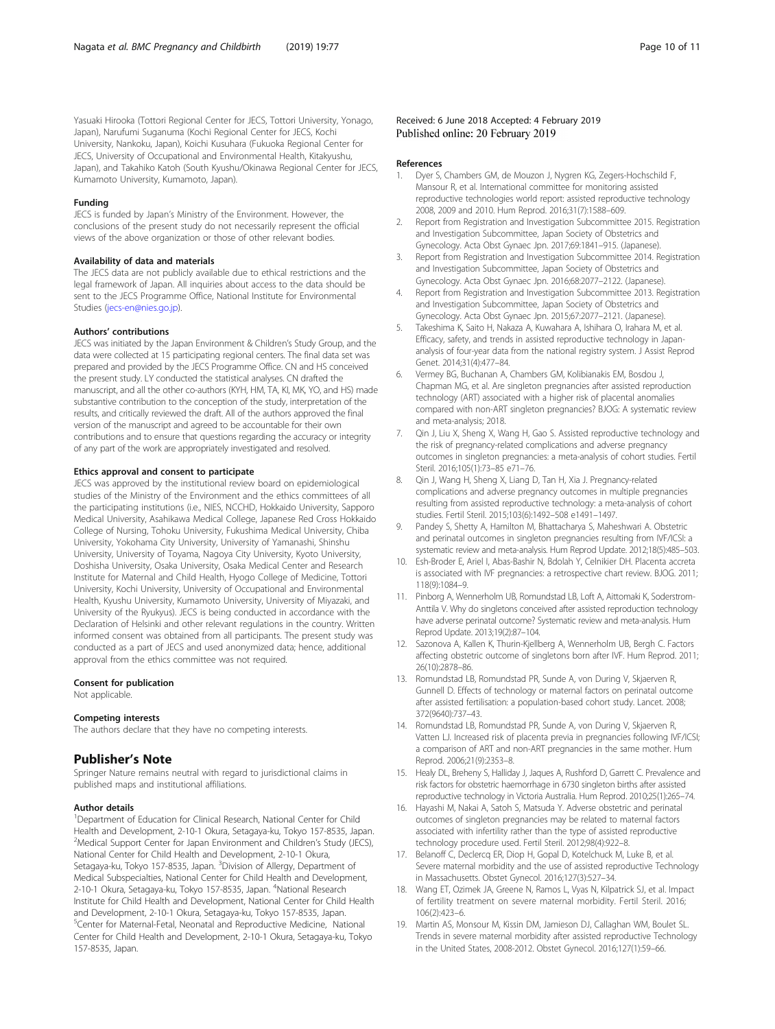Yasuaki Hirooka (Tottori Regional Center for JECS, Tottori University, Yonago, Japan), Narufumi Suganuma (Kochi Regional Center for JECS, Kochi University, Nankoku, Japan), Koichi Kusuhara (Fukuoka Regional Center for JECS, University of Occupational and Environmental Health, Kitakyushu, Japan), and Takahiko Katoh (South Kyushu/Okinawa Regional Center for JECS, Kumamoto University, Kumamoto, Japan).

#### Funding

JECS is funded by Japan's Ministry of the Environment. However, the conclusions of the present study do not necessarily represent the official views of the above organization or those of other relevant bodies.

#### Availability of data and materials

The JECS data are not publicly available due to ethical restrictions and the legal framework of Japan. All inquiries about access to the data should be sent to the JECS Programme Office, National Institute for Environmental Studies (jecs-en@nies.go.jp).

#### Authors' contributions

JECS was initiated by the Japan Environment & Children's Study Group, and the data were collected at 15 participating regional centers. The final data set was prepared and provided by the JECS Programme Office. CN and HS conceived the present study. LY conducted the statistical analyses. CN drafted the manuscript, and all the other co-authors (KYH, HM, TA, KI, MK, YO, and HS) made substantive contribution to the conception of the study, interpretation of the results, and critically reviewed the draft. All of the authors approved the final version of the manuscript and agreed to be accountable for their own contributions and to ensure that questions regarding the accuracy or integrity of any part of the work are appropriately investigated and resolved.

#### Ethics approval and consent to participate

JECS was approved by the institutional review board on epidemiological studies of the Ministry of the Environment and the ethics committees of all the participating institutions (i.e., NIES, NCCHD, Hokkaido University, Sapporo Medical University, Asahikawa Medical College, Japanese Red Cross Hokkaido College of Nursing, Tohoku University, Fukushima Medical University, Chiba University, Yokohama City University, University of Yamanashi, Shinshu University, University of Toyama, Nagoya City University, Kyoto University, Doshisha University, Osaka University, Osaka Medical Center and Research Institute for Maternal and Child Health, Hyogo College of Medicine, Tottori University, Kochi University, University of Occupational and Environmental Health, Kyushu University, Kumamoto University, University of Miyazaki, and University of the Ryukyus). JECS is being conducted in accordance with the Declaration of Helsinki and other relevant regulations in the country. Written informed consent was obtained from all participants. The present study was conducted as a part of JECS and used anonymized data; hence, additional approval from the ethics committee was not required.

#### Consent for publication

Not applicable.

#### Competing interests

The authors declare that they have no competing interests.

## Publisher's Note

Springer Nature remains neutral with regard to jurisdictional claims in published maps and institutional affiliations.

#### Author details

[1]Department of Education for Clinical Research, National Center for Child Health and Development, 2-10-1 Okura, Setagaya-ku, Tokyo 157-8535, Japan. [2]Medical Support Center for Japan Environment and Children's Study (JECS), National Center for Child Health and Development, 2-10-1 Okura, Setagaya-ku, Tokyo 157-8535, Japan. [3]Division of Allergy, Department of Medical Subspecialties, National Center for Child Health and Development, 2-10-1 Okura, Setagaya-ku, Tokyo 157-8535, Japan. [4]National Research Institute for Child Health and Development, National Center for Child Health and Development, 2-10-1 Okura, Setagaya-ku, Tokyo 157-8535, Japan. [5]Center for Maternal-Fetal, Neonatal and Reproductive Medicine, National Center for Child Health and Development, 2-10-1 Okura, Setagaya-ku, Tokyo 157-8535, Japan.

Received: 6 June 2018 Accepted: 4 February 2019
Published online: 20 February 2019

#### References

1. Dyer S, Chambers GM, de Mouzon J, Nygren KG, Zegers-Hochschild F, Mansour R, et al. International committee for monitoring assisted reproductive technologies world report: assisted reproductive technology 2008, 2009 and 2010. Hum Reprod. 2016;31(7):1588–609.
2. Report from Registration and Investigation Subcommittee 2015. Registration and Investigation Subcommittee, Japan Society of Obstetrics and Gynecology. Acta Obst Gynaec Jpn. 2017;69:1841–915. (Japanese).
3. Report from Registration and Investigation Subcommittee 2014. Registration and Investigation Subcommittee, Japan Society of Obstetrics and Gynecology. Acta Obst Gynaec Jpn. 2016;68:2077–2122. (Japanese).
4. Report from Registration and Investigation Subcommittee 2013. Registration and Investigation Subcommittee, Japan Society of Obstetrics and Gynecology. Acta Obst Gynaec Jpn. 2015;67:2077–2121. (Japanese).
5. Takeshima K, Saito H, Nakaza A, Kuwahara A, Ishihara O, Irahara M, et al. Efficacy, safety, and trends in assisted reproductive technology in Japan-analysis of four-year data from the national registry system. J Assist Reprod Genet. 2014;31(4):477–84.
6. Vermey BG, Buchanan A, Chambers GM, Kolibianakis EM, Bosdou J, Chapman MG, et al. Are singleton pregnancies after assisted reproduction technology (ART) associated with a higher risk of placental anomalies compared with non-ART singleton pregnancies? BJOG: A systematic review and meta-analysis; 2018.
7. Qin J, Liu X, Sheng X, Wang H, Gao S. Assisted reproductive technology and the risk of pregnancy-related complications and adverse pregnancy outcomes in singleton pregnancies: a meta-analysis of cohort studies. Fertil Steril. 2016;105(1):73–85 e71–76.
8. Qin J, Wang H, Sheng X, Liang D, Tan H, Xia J. Pregnancy-related complications and adverse pregnancy outcomes in multiple pregnancies resulting from assisted reproductive technology: a meta-analysis of cohort studies. Fertil Steril. 2015;103(6):1492–508 e1491–1497.
9. Pandey S, Shetty A, Hamilton M, Bhattacharya S, Maheshwari A. Obstetric and perinatal outcomes in singleton pregnancies resulting from IVF/ICSI: a systematic review and meta-analysis. Hum Reprod Update. 2012;18(5):485–503.
10. Esh-Broder E, Ariel I, Abas-Bashir N, Bdolah Y, Celnikier DH. Placenta accreta is associated with IVF pregnancies: a retrospective chart review. BJOG. 2011; 118(9):1084–9.
11. Pinborg A, Wennerholm UB, Romundstad LB, Loft A, Aittomaki K, Soderstrom-Anttila V. Why do singletons conceived after assisted reproduction technology have adverse perinatal outcome? Systematic review and meta-analysis. Hum Reprod Update. 2013;19(2):87–104.
12. Sazonova A, Kallen K, Thurin-Kjellberg A, Wennerholm UB, Bergh C. Factors affecting obstetric outcome of singletons born after IVF. Hum Reprod. 2011; 26(10):2878–86.
13. Romundstad LB, Romundstad PR, Sunde A, von During V, Skjaerven R, Gunnell D. Effects of technology or maternal factors on perinatal outcome after assisted fertilisation: a population-based cohort study. Lancet. 2008; 372(9640):737–43.
14. Romundstad LB, Romundstad PR, Sunde A, von During V, Skjaerven R, Vatten LJ. Increased risk of placenta previa in pregnancies following IVF/ICSI; a comparison of ART and non-ART pregnancies in the same mother. Hum Reprod. 2006;21(9):2353–8.
15. Healy DL, Breheny S, Halliday J, Jaques A, Rushford D, Garrett C. Prevalence and risk factors for obstetric haemorrhage in 6730 singleton births after assisted reproductive technology in Victoria Australia. Hum Reprod. 2010;25(1):265–74.
16. Hayashi M, Nakai A, Satoh S, Matsuda Y. Adverse obstetric and perinatal outcomes of singleton pregnancies may be related to maternal factors associated with infertility rather than the type of assisted reproductive technology procedure used. Fertil Steril. 2012;98(4):922–8.
17. Belanoff C, Declercq ER, Diop H, Gopal D, Kotelchuck M, Luke B, et al. Severe maternal morbidity and the use of assisted reproductive Technology in Massachusetts. Obstet Gynecol. 2016;127(3):527–34.
18. Wang ET, Ozimek JA, Greene N, Ramos L, Vyas N, Kilpatrick SJ, et al. Impact of fertility treatment on severe maternal morbidity. Fertil Steril. 2016; 106(2):423–6.
19. Martin AS, Monsour M, Kissin DM, Jamieson DJ, Callaghan WM, Boulet SL. Trends in severe maternal morbidity after assisted reproductive Technology in the United States, 2008-2012. Obstet Gynecol. 2016;127(1):59–66.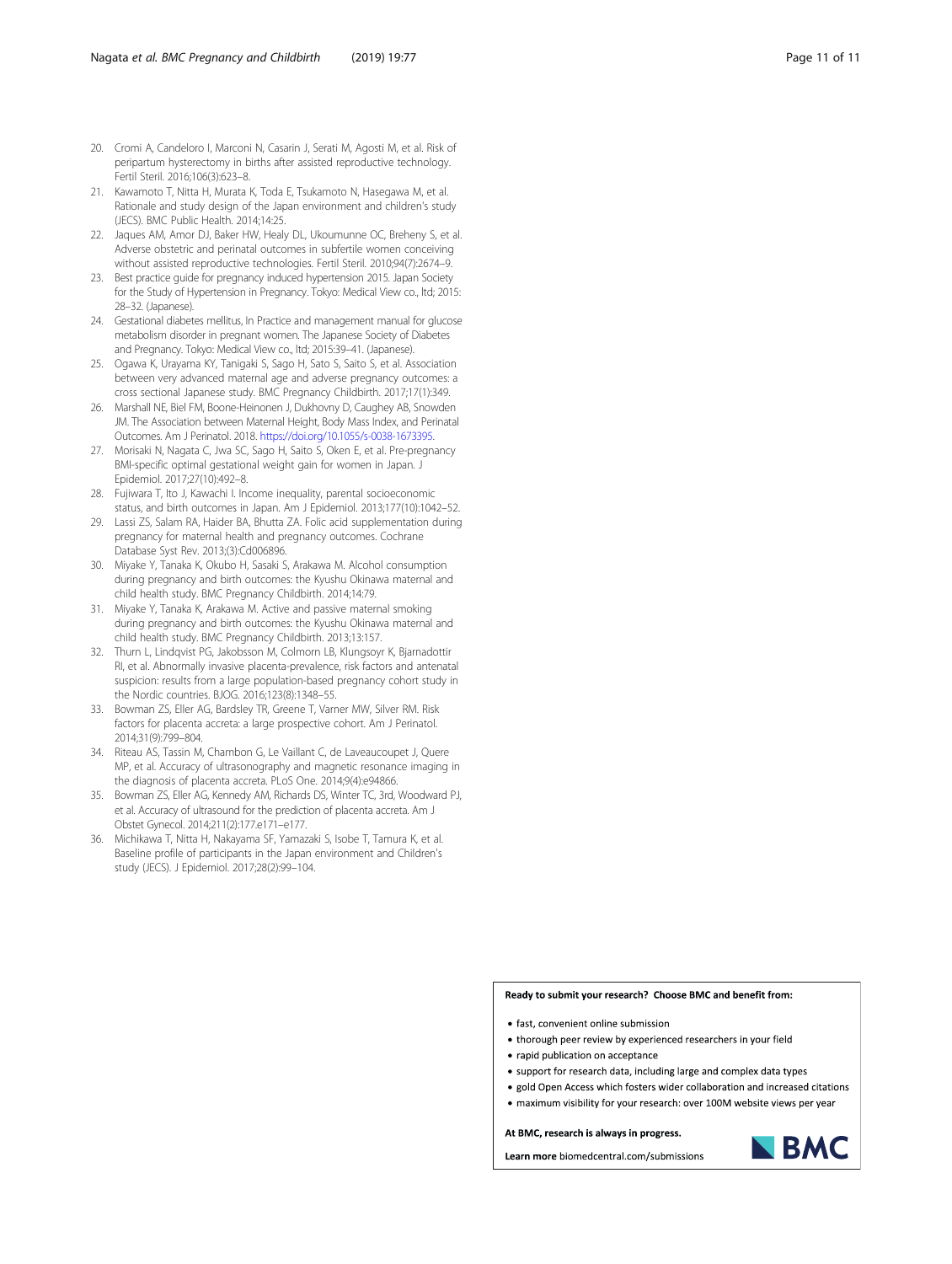20. Cromi A, Candeloro I, Marconi N, Casarin J, Serati M, Agosti M, et al. Risk of peripartum hysterectomy in births after assisted reproductive technology. Fertil Steril. 2016;106(3):623–8.
21. Kawamoto T, Nitta H, Murata K, Toda E, Tsukamoto N, Hasegawa M, et al. Rationale and study design of the Japan environment and children's study (JECS). BMC Public Health. 2014;14:25.
22. Jaques AM, Amor DJ, Baker HW, Healy DL, Ukoumunne OC, Breheny S, et al. Adverse obstetric and perinatal outcomes in subfertile women conceiving without assisted reproductive technologies. Fertil Steril. 2010;94(7):2674–9.
23. Best practice guide for pregnancy induced hypertension 2015. Japan Society for the Study of Hypertension in Pregnancy. Tokyo: Medical View co., ltd; 2015: 28–32. (Japanese).
24. Gestational diabetes mellitus, In Practice and management manual for glucose metabolism disorder in pregnant women. The Japanese Society of Diabetes and Pregnancy. Tokyo: Medical View co., ltd; 2015:39–41. (Japanese).
25. Ogawa K, Urayama KY, Tanigaki S, Sago H, Sato S, Saito S, et al. Association between very advanced maternal age and adverse pregnancy outcomes: a cross sectional Japanese study. BMC Pregnancy Childbirth. 2017;17(1):349.
26. Marshall NE, Biel FM, Boone-Heinonen J, Dukhovny D, Caughey AB, Snowden JM. The Association between Maternal Height, Body Mass Index, and Perinatal Outcomes. Am J Perinatol. 2018. https://doi.org/10.1055/s-0038-1673395.
27. Morisaki N, Nagata C, Jwa SC, Sago H, Saito S, Oken E, et al. Pre-pregnancy BMI-specific optimal gestational weight gain for women in Japan. J Epidemiol. 2017;27(10):492–8.
28. Fujiwara T, Ito J, Kawachi I. Income inequality, parental socioeconomic status, and birth outcomes in Japan. Am J Epidemiol. 2013;177(10):1042–52.
29. Lassi ZS, Salam RA, Haider BA, Bhutta ZA. Folic acid supplementation during pregnancy for maternal health and pregnancy outcomes. Cochrane Database Syst Rev. 2013;(3):Cd006896.
30. Miyake Y, Tanaka K, Okubo H, Sasaki S, Arakawa M. Alcohol consumption during pregnancy and birth outcomes: the Kyushu Okinawa maternal and child health study. BMC Pregnancy Childbirth. 2014;14:79.
31. Miyake Y, Tanaka K, Arakawa M. Active and passive maternal smoking during pregnancy and birth outcomes: the Kyushu Okinawa maternal and child health study. BMC Pregnancy Childbirth. 2013;13:157.
32. Thurn L, Lindqvist PG, Jakobsson M, Colmorn LB, Klungsoyr K, Bjarnadottir RI, et al. Abnormally invasive placenta-prevalence, risk factors and antenatal suspicion: results from a large population-based pregnancy cohort study in the Nordic countries. BJOG. 2016;123(8):1348–55.
33. Bowman ZS, Eller AG, Bardsley TR, Greene T, Varner MW, Silver RM. Risk factors for placenta accreta: a large prospective cohort. Am J Perinatol. 2014;31(9):799–804.
34. Riteau AS, Tassin M, Chambon G, Le Vaillant C, de Laveaucoupet J, Quere MP, et al. Accuracy of ultrasonography and magnetic resonance imaging in the diagnosis of placenta accreta. PLoS One. 2014;9(4):e94866.
35. Bowman ZS, Eller AG, Kennedy AM, Richards DS, Winter TC, 3rd, Woodward PJ, et al. Accuracy of ultrasound for the prediction of placenta accreta. Am J Obstet Gynecol. 2014;211(2):177.e171–e177.
36. Michikawa T, Nitta H, Nakayama SF, Yamazaki S, Isobe T, Tamura K, et al. Baseline profile of participants in the Japan environment and Children's study (JECS). J Epidemiol. 2017;28(2):99–104.

**Ready to submit your research? Choose BMC and benefit from:**

- fast, convenient online submission
- thorough peer review by experienced researchers in your field
- rapid publication on acceptance
- support for research data, including large and complex data types
- gold Open Access which fosters wider collaboration and increased citations
- maximum visibility for your research: over 100M website views per year

**At BMC, research is always in progress.**

**Learn more** biomedcentral.com/submissions

BMC